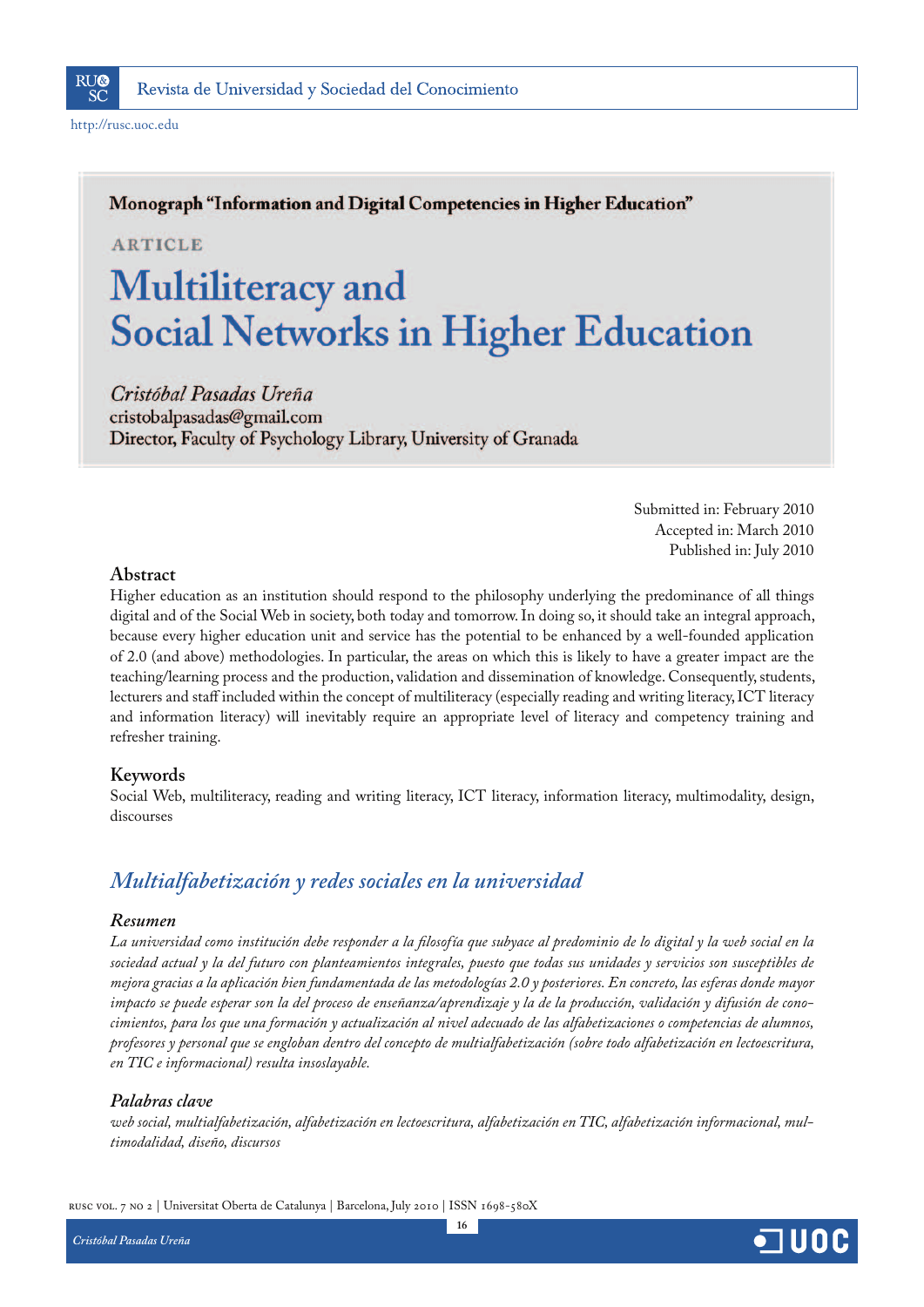Monograph "Information and Digital Competencies in Higher Education"

ARTICLE

# Multiliteracy and Social Networks in Higher Education

*Cristóbal Pasadas Ureña*
cristobalpasadas@gmail.com
Director, Faculty of Psychology Library, University of Granada

Submitted in: February 2010
Accepted in: March 2010
Published in: July 2010

## Abstract

Higher education as an institution should respond to the philosophy underlying the predominance of all things digital and of the Social Web in society, both today and tomorrow. In doing so, it should take an integral approach, because every higher education unit and service has the potential to be enhanced by a well-founded application of 2.0 (and above) methodologies. In particular, the areas on which this is likely to have a greater impact are the teaching/learning process and the production, validation and dissemination of knowledge. Consequently, students, lecturers and staff included within the concept of multiliteracy (especially reading and writing literacy, ICT literacy and information literacy) will inevitably require an appropriate level of literacy and competency training and refresher training.

## Keywords

Social Web, multiliteracy, reading and writing literacy, ICT literacy, information literacy, multimodality, design, discourses

## *Multialfabetización y redes sociales en la universidad*

### *Resumen*

*La universidad como institución debe responder a la filosofía que subyace al predominio de lo digital y la web social en la sociedad actual y la del futuro con planteamientos integrales, puesto que todas sus unidades y servicios son susceptibles de mejora gracias a la aplicación bien fundamentada de las metodologías 2.0 y posteriores. En concreto, las esferas donde mayor impacto se puede esperar son la del proceso de enseñanza/aprendizaje y la de la producción, validación y difusión de conocimientos, para los que una formación y actualización al nivel adecuado de las alfabetizaciones o competencias de alumnos, profesores y personal que se engloban dentro del concepto de multialfabetización (sobre todo alfabetización en lectoescritura, en TIC e informacional) resulta insoslayable.*

### *Palabras clave*

*web social, multialfabetización, alfabetización en lectoescritura, alfabetización en TIC, alfabetización informacional, multimodalidad, diseño, discursos*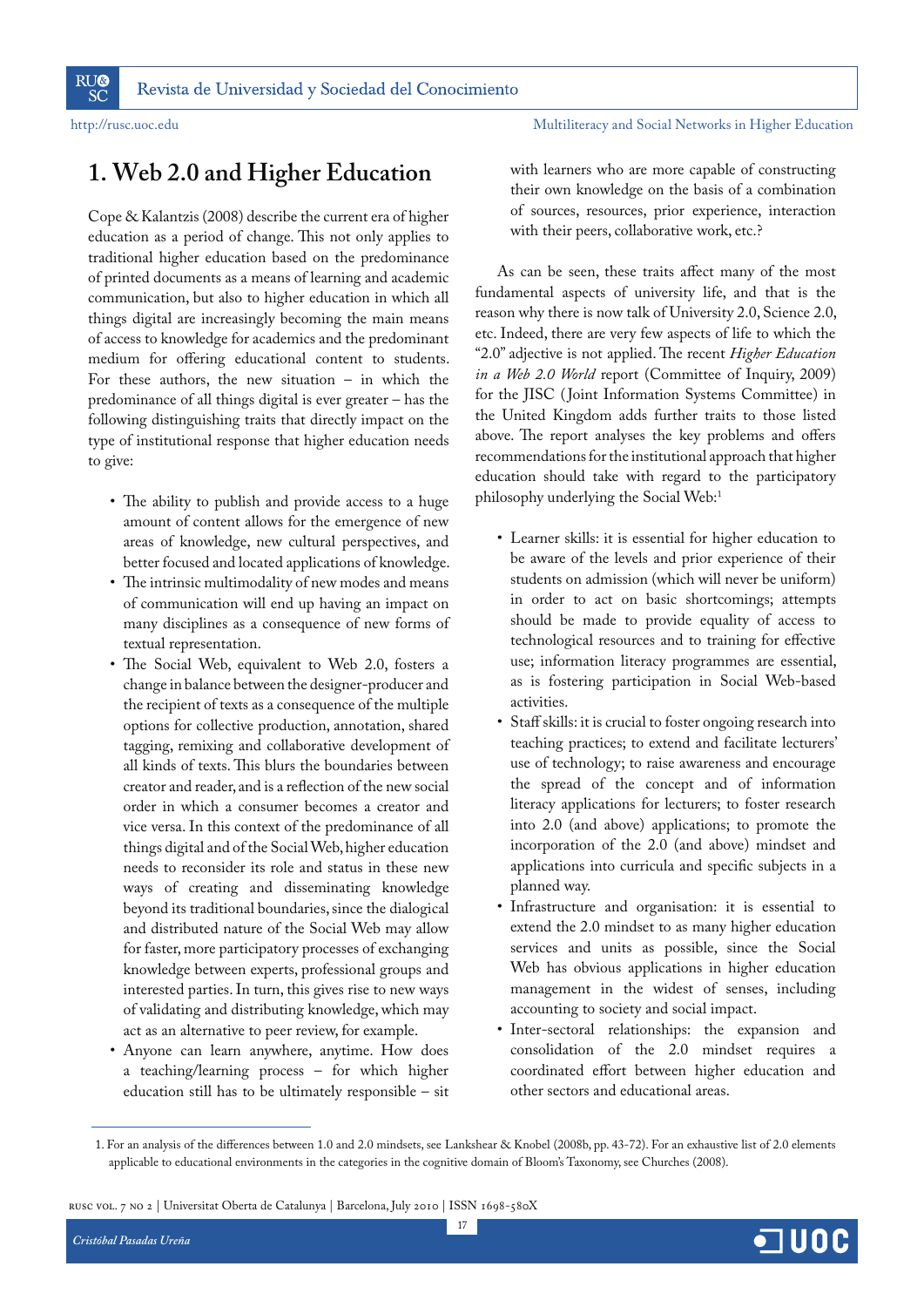# 1. Web 2.0 and Higher Education

Cope & Kalantzis (2008) describe the current era of higher education as a period of change. This not only applies to traditional higher education based on the predominance of printed documents as a means of learning and academic communication, but also to higher education in which all things digital are increasingly becoming the main means of access to knowledge for academics and the predominant medium for offering educational content to students. For these authors, the new situation – in which the predominance of all things digital is ever greater – has the following distinguishing traits that directly impact on the type of institutional response that higher education needs to give:

- The ability to publish and provide access to a huge amount of content allows for the emergence of new areas of knowledge, new cultural perspectives, and better focused and located applications of knowledge.
- The intrinsic multimodality of new modes and means of communication will end up having an impact on many disciplines as a consequence of new forms of textual representation.
- The Social Web, equivalent to Web 2.0, fosters a change in balance between the designer-producer and the recipient of texts as a consequence of the multiple options for collective production, annotation, shared tagging, remixing and collaborative development of all kinds of texts. This blurs the boundaries between creator and reader, and is a reflection of the new social order in which a consumer becomes a creator and vice versa. In this context of the predominance of all things digital and of the Social Web, higher education needs to reconsider its role and status in these new ways of creating and disseminating knowledge beyond its traditional boundaries, since the dialogical and distributed nature of the Social Web may allow for faster, more participatory processes of exchanging knowledge between experts, professional groups and interested parties. In turn, this gives rise to new ways of validating and distributing knowledge, which may act as an alternative to peer review, for example.
- Anyone can learn anywhere, anytime. How does a teaching/learning process – for which higher education still has to be ultimately responsible – sit with learners who are more capable of constructing their own knowledge on the basis of a combination of sources, resources, prior experience, interaction with their peers, collaborative work, etc.?

As can be seen, these traits affect many of the most fundamental aspects of university life, and that is the reason why there is now talk of University 2.0, Science 2.0, etc. Indeed, there are very few aspects of life to which the "2.0" adjective is not applied. The recent *Higher Education in a Web 2.0 World* report (Committee of Inquiry, 2009) for the JISC (Joint Information Systems Committee) in the United Kingdom adds further traits to those listed above. The report analyses the key problems and offers recommendations for the institutional approach that higher education should take with regard to the participatory philosophy underlying the Social Web:[1]

- Learner skills: it is essential for higher education to be aware of the levels and prior experience of their students on admission (which will never be uniform) in order to act on basic shortcomings; attempts should be made to provide equality of access to technological resources and to training for effective use; information literacy programmes are essential, as is fostering participation in Social Web-based activities.
- Staff skills: it is crucial to foster ongoing research into teaching practices; to extend and facilitate lecturers' use of technology; to raise awareness and encourage the spread of the concept and of information literacy applications for lecturers; to foster research into 2.0 (and above) applications; to promote the incorporation of the 2.0 (and above) mindset and applications into curricula and specific subjects in a planned way.
- Infrastructure and organisation: it is essential to extend the 2.0 mindset to as many higher education services and units as possible, since the Social Web has obvious applications in higher education management in the widest of senses, including accounting to society and social impact.
- Inter-sectoral relationships: the expansion and consolidation of the 2.0 mindset requires a coordinated effort between higher education and other sectors and educational areas.

1. For an analysis of the differences between 1.0 and 2.0 mindsets, see Lankshear & Knobel (2008b, pp. 43-72). For an exhaustive list of 2.0 elements applicable to educational environments in the categories in the cognitive domain of Bloom's Taxonomy, see Churches (2008).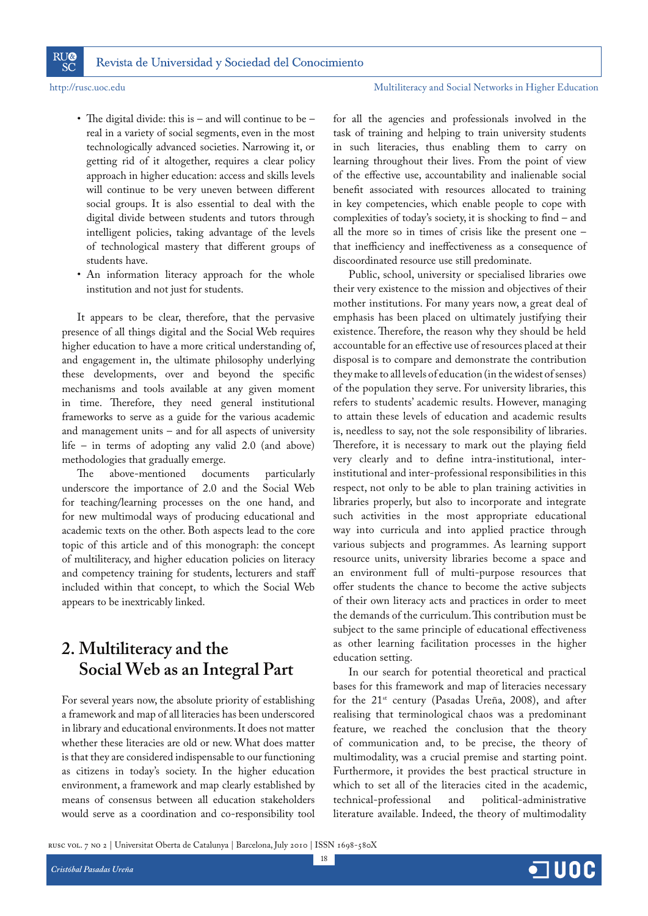- The digital divide: this is – and will continue to be – real in a variety of social segments, even in the most technologically advanced societies. Narrowing it, or getting rid of it altogether, requires a clear policy approach in higher education: access and skills levels will continue to be very uneven between different social groups. It is also essential to deal with the digital divide between students and tutors through intelligent policies, taking advantage of the levels of technological mastery that different groups of students have.
- An information literacy approach for the whole institution and not just for students.

It appears to be clear, therefore, that the pervasive presence of all things digital and the Social Web requires higher education to have a more critical understanding of, and engagement in, the ultimate philosophy underlying these developments, over and beyond the specific mechanisms and tools available at any given moment in time. Therefore, they need general institutional frameworks to serve as a guide for the various academic and management units – and for all aspects of university life – in terms of adopting any valid 2.0 (and above) methodologies that gradually emerge.

The above-mentioned documents particularly underscore the importance of 2.0 and the Social Web for teaching/learning processes on the one hand, and for new multimodal ways of producing educational and academic texts on the other. Both aspects lead to the core topic of this article and of this monograph: the concept of multiliteracy, and higher education policies on literacy and competency training for students, lecturers and staff included within that concept, to which the Social Web appears to be inextricably linked.

## 2. Multiliteracy and the Social Web as an Integral Part

For several years now, the absolute priority of establishing a framework and map of all literacies has been underscored in library and educational environments. It does not matter whether these literacies are old or new. What does matter is that they are considered indispensable to our functioning as citizens in today's society. In the higher education environment, a framework and map clearly established by means of consensus between all education stakeholders would serve as a coordination and co-responsibility tool for all the agencies and professionals involved in the task of training and helping to train university students in such literacies, thus enabling them to carry on learning throughout their lives. From the point of view of the effective use, accountability and inalienable social benefit associated with resources allocated to training in key competencies, which enable people to cope with complexities of today's society, it is shocking to find – and all the more so in times of crisis like the present one – that inefficiency and ineffectiveness as a consequence of discoordinated resource use still predominate.

Public, school, university or specialised libraries owe their very existence to the mission and objectives of their mother institutions. For many years now, a great deal of emphasis has been placed on ultimately justifying their existence. Therefore, the reason why they should be held accountable for an effective use of resources placed at their disposal is to compare and demonstrate the contribution they make to all levels of education (in the widest of senses) of the population they serve. For university libraries, this refers to students' academic results. However, managing to attain these levels of education and academic results is, needless to say, not the sole responsibility of libraries. Therefore, it is necessary to mark out the playing field very clearly and to define intra-institutional, inter-institutional and inter-professional responsibilities in this respect, not only to be able to plan training activities in libraries properly, but also to incorporate and integrate such activities in the most appropriate educational way into curricula and into applied practice through various subjects and programmes. As learning support resource units, university libraries become a space and an environment full of multi-purpose resources that offer students the chance to become the active subjects of their own literacy acts and practices in order to meet the demands of the curriculum. This contribution must be subject to the same principle of educational effectiveness as other learning facilitation processes in the higher education setting.

In our search for potential theoretical and practical bases for this framework and map of literacies necessary for the 21st century (Pasadas Ureña, 2008), and after realising that terminological chaos was a predominant feature, we reached the conclusion that the theory of communication and, to be precise, the theory of multimodality, was a crucial premise and starting point. Furthermore, it provides the best practical structure in which to set all of the literacies cited in the academic, technical-professional and political-administrative literature available. Indeed, the theory of multimodality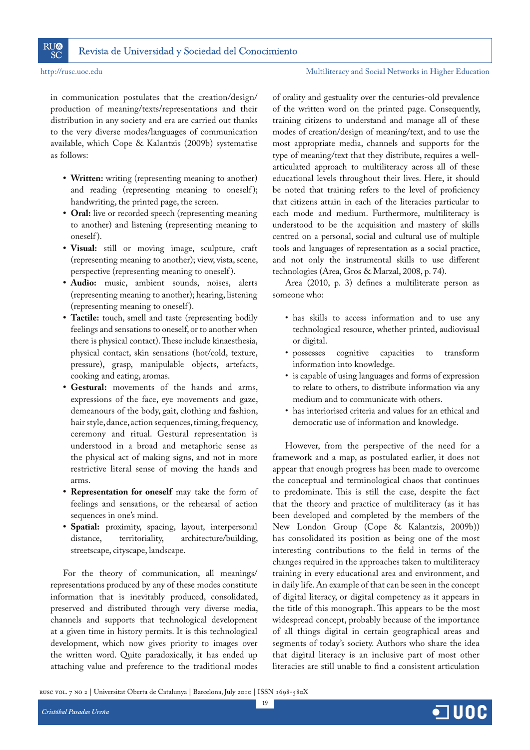in communication postulates that the creation/design/production of meaning/texts/representations and their distribution in any society and era are carried out thanks to the very diverse modes/languages of communication available, which Cope & Kalantzis (2009b) systematise as follows:

- **Written:** writing (representing meaning to another) and reading (representing meaning to oneself); handwriting, the printed page, the screen.
- **Oral:** live or recorded speech (representing meaning to another) and listening (representing meaning to oneself).
- **Visual:** still or moving image, sculpture, craft (representing meaning to another); view, vista, scene, perspective (representing meaning to oneself).
- **Audio:** music, ambient sounds, noises, alerts (representing meaning to another); hearing, listening (representing meaning to oneself).
- **Tactile:** touch, smell and taste (representing bodily feelings and sensations to oneself, or to another when there is physical contact). These include kinaesthesia, physical contact, skin sensations (hot/cold, texture, pressure), grasp, manipulable objects, artefacts, cooking and eating, aromas.
- **Gestural:** movements of the hands and arms, expressions of the face, eye movements and gaze, demeanours of the body, gait, clothing and fashion, hair style, dance, action sequences, timing, frequency, ceremony and ritual. Gestural representation is understood in a broad and metaphoric sense as the physical act of making signs, and not in more restrictive literal sense of moving the hands and arms.
- **Representation for oneself** may take the form of feelings and sensations, or the rehearsal of action sequences in one's mind.
- **Spatial:** proximity, spacing, layout, interpersonal distance, territoriality, architecture/building, streetscape, cityscape, landscape.

For the theory of communication, all meanings/representations produced by any of these modes constitute information that is inevitably produced, consolidated, preserved and distributed through very diverse media, channels and supports that technological development at a given time in history permits. It is this technological development, which now gives priority to images over the written word. Quite paradoxically, it has ended up attaching value and preference to the traditional modes of orality and gestuality over the centuries-old prevalence of the written word on the printed page. Consequently, training citizens to understand and manage all of these modes of creation/design of meaning/text, and to use the most appropriate media, channels and supports for the type of meaning/text that they distribute, requires a well-articulated approach to multiliteracy across all of these educational levels throughout their lives. Here, it should be noted that training refers to the level of proficiency that citizens attain in each of the literacies particular to each mode and medium. Furthermore, multiliteracy is understood to be the acquisition and mastery of skills centred on a personal, social and cultural use of multiple tools and languages of representation as a social practice, and not only the instrumental skills to use different technologies (Area, Gros & Marzal, 2008, p. 74).

Area (2010, p. 3) defines a multiliterate person as someone who:

- has skills to access information and to use any technological resource, whether printed, audiovisual or digital.
- possesses cognitive capacities to transform information into knowledge.
- is capable of using languages and forms of expression to relate to others, to distribute information via any medium and to communicate with others.
- has interiorised criteria and values for an ethical and democratic use of information and knowledge.

However, from the perspective of the need for a framework and a map, as postulated earlier, it does not appear that enough progress has been made to overcome the conceptual and terminological chaos that continues to predominate. This is still the case, despite the fact that the theory and practice of multiliteracy (as it has been developed and completed by the members of the New London Group (Cope & Kalantzis, 2009b)) has consolidated its position as being one of the most interesting contributions to the field in terms of the changes required in the approaches taken to multiliteracy training in every educational area and environment, and in daily life. An example of that can be seen in the concept of digital literacy, or digital competency as it appears in the title of this monograph. This appears to be the most widespread concept, probably because of the importance of all things digital in certain geographical areas and segments of today's society. Authors who share the idea that digital literacy is an inclusive part of most other literacies are still unable to find a consistent articulation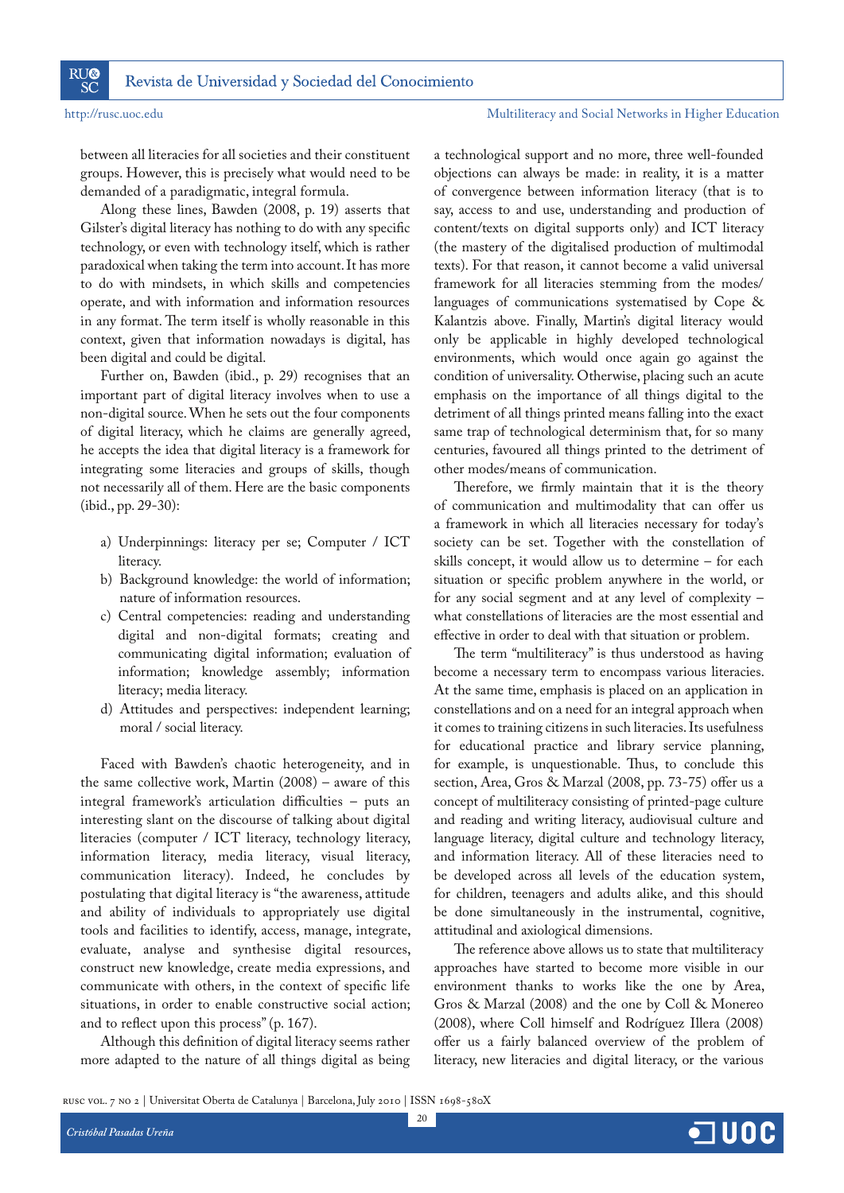between all literacies for all societies and their constituent groups. However, this is precisely what would need to be demanded of a paradigmatic, integral formula.

Along these lines, Bawden (2008, p. 19) asserts that Gilster's digital literacy has nothing to do with any specific technology, or even with technology itself, which is rather paradoxical when taking the term into account. It has more to do with mindsets, in which skills and competencies operate, and with information and information resources in any format. The term itself is wholly reasonable in this context, given that information nowadays is digital, has been digital and could be digital.

Further on, Bawden (ibid., p. 29) recognises that an important part of digital literacy involves when to use a non-digital source. When he sets out the four components of digital literacy, which he claims are generally agreed, he accepts the idea that digital literacy is a framework for integrating some literacies and groups of skills, though not necessarily all of them. Here are the basic components (ibid., pp. 29-30):

a) Underpinnings: literacy per se; Computer / ICT literacy.
b) Background knowledge: the world of information; nature of information resources.
c) Central competencies: reading and understanding digital and non-digital formats; creating and communicating digital information; evaluation of information; knowledge assembly; information literacy; media literacy.
d) Attitudes and perspectives: independent learning; moral / social literacy.

Faced with Bawden's chaotic heterogeneity, and in the same collective work, Martin (2008) – aware of this integral framework's articulation difficulties – puts an interesting slant on the discourse of talking about digital literacies (computer / ICT literacy, technology literacy, information literacy, media literacy, visual literacy, communication literacy). Indeed, he concludes by postulating that digital literacy is "the awareness, attitude and ability of individuals to appropriately use digital tools and facilities to identify, access, manage, integrate, evaluate, analyse and synthesise digital resources, construct new knowledge, create media expressions, and communicate with others, in the context of specific life situations, in order to enable constructive social action; and to reflect upon this process" (p. 167).

Although this definition of digital literacy seems rather more adapted to the nature of all things digital as being a technological support and no more, three well-founded objections can always be made: in reality, it is a matter of convergence between information literacy (that is to say, access to and use, understanding and production of content/texts on digital supports only) and ICT literacy (the mastery of the digitalised production of multimodal texts). For that reason, it cannot become a valid universal framework for all literacies stemming from the modes/languages of communications systematised by Cope & Kalantzis above. Finally, Martin's digital literacy would only be applicable in highly developed technological environments, which would once again go against the condition of universality. Otherwise, placing such an acute emphasis on the importance of all things digital to the detriment of all things printed means falling into the exact same trap of technological determinism that, for so many centuries, favoured all things printed to the detriment of other modes/means of communication.

Therefore, we firmly maintain that it is the theory of communication and multimodality that can offer us a framework in which all literacies necessary for today's society can be set. Together with the constellation of skills concept, it would allow us to determine – for each situation or specific problem anywhere in the world, or for any social segment and at any level of complexity – what constellations of literacies are the most essential and effective in order to deal with that situation or problem.

The term "multiliteracy" is thus understood as having become a necessary term to encompass various literacies. At the same time, emphasis is placed on an application in constellations and on a need for an integral approach when it comes to training citizens in such literacies. Its usefulness for educational practice and library service planning, for example, is unquestionable. Thus, to conclude this section, Area, Gros & Marzal (2008, pp. 73-75) offer us a concept of multiliteracy consisting of printed-page culture and reading and writing literacy, audiovisual culture and language literacy, digital culture and technology literacy, and information literacy. All of these literacies need to be developed across all levels of the education system, for children, teenagers and adults alike, and this should be done simultaneously in the instrumental, cognitive, attitudinal and axiological dimensions.

The reference above allows us to state that multiliteracy approaches have started to become more visible in our environment thanks to works like the one by Area, Gros & Marzal (2008) and the one by Coll & Monereo (2008), where Coll himself and Rodríguez Illera (2008) offer us a fairly balanced overview of the problem of literacy, new literacies and digital literacy, or the various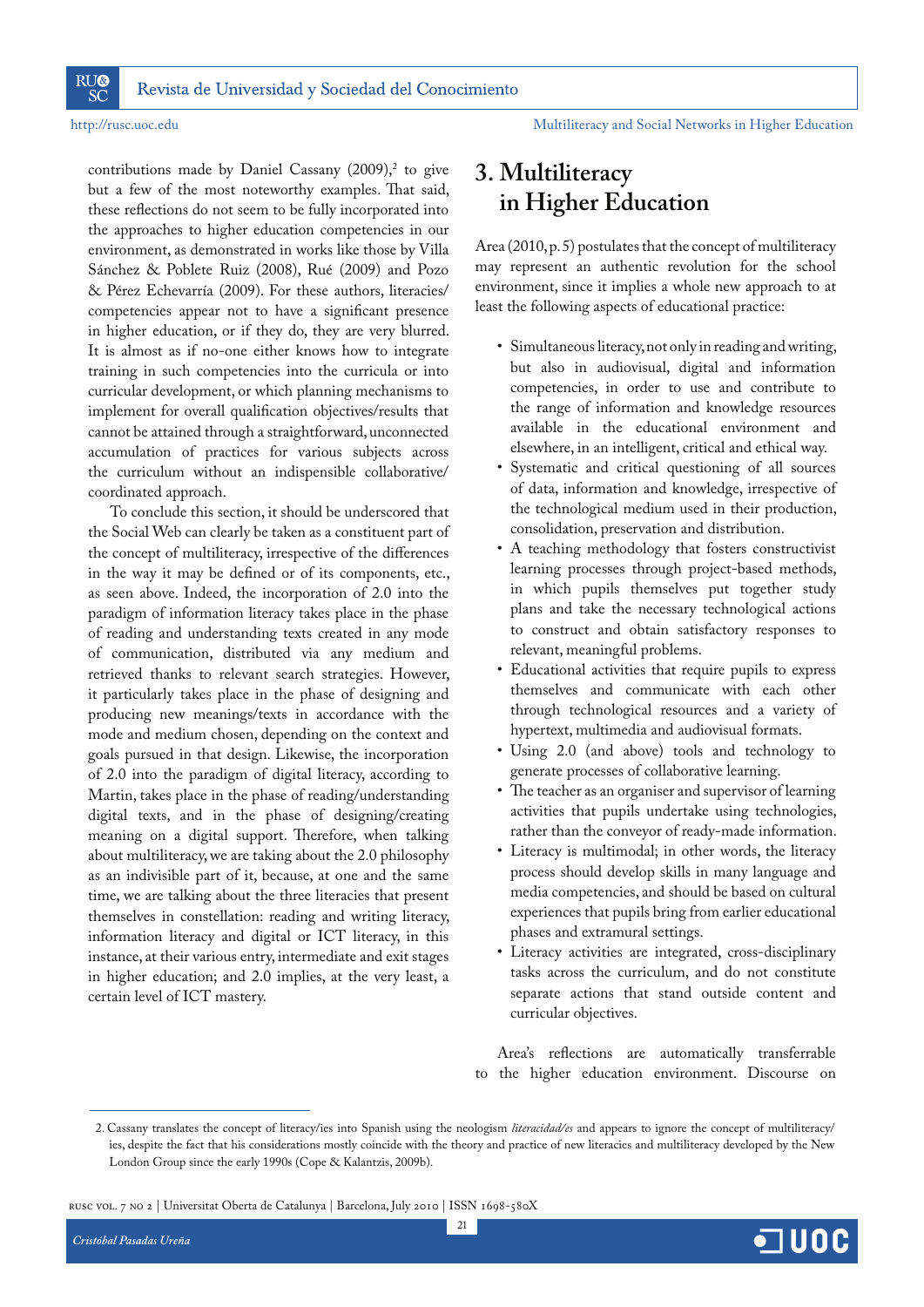contributions made by Daniel Cassany (2009),[2] to give but a few of the most noteworthy examples. That said, these reflections do not seem to be fully incorporated into the approaches to higher education competencies in our environment, as demonstrated in works like those by Villa Sánchez & Poblete Ruiz (2008), Rué (2009) and Pozo & Pérez Echevarría (2009). For these authors, literacies/competencies appear not to have a significant presence in higher education, or if they do, they are very blurred. It is almost as if no-one either knows how to integrate training in such competencies into the curricula or into curricular development, or which planning mechanisms to implement for overall qualification objectives/results that cannot be attained through a straightforward, unconnected accumulation of practices for various subjects across the curriculum without an indispensible collaborative/coordinated approach.

To conclude this section, it should be underscored that the Social Web can clearly be taken as a constituent part of the concept of multiliteracy, irrespective of the differences in the way it may be defined or of its components, etc., as seen above. Indeed, the incorporation of 2.0 into the paradigm of information literacy takes place in the phase of reading and understanding texts created in any mode of communication, distributed via any medium and retrieved thanks to relevant search strategies. However, it particularly takes place in the phase of designing and producing new meanings/texts in accordance with the mode and medium chosen, depending on the context and goals pursued in that design. Likewise, the incorporation of 2.0 into the paradigm of digital literacy, according to Martin, takes place in the phase of reading/understanding digital texts, and in the phase of designing/creating meaning on a digital support. Therefore, when talking about multiliteracy, we are taking about the 2.0 philosophy as an indivisible part of it, because, at one and the same time, we are talking about the three literacies that present themselves in constellation: reading and writing literacy, information literacy and digital or ICT literacy, in this instance, at their various entry, intermediate and exit stages in higher education; and 2.0 implies, at the very least, a certain level of ICT mastery.

## 3. Multiliteracy in Higher Education

Area (2010, p. 5) postulates that the concept of multiliteracy may represent an authentic revolution for the school environment, since it implies a whole new approach to at least the following aspects of educational practice:

- Simultaneous literacy, not only in reading and writing, but also in audiovisual, digital and information competencies, in order to use and contribute to the range of information and knowledge resources available in the educational environment and elsewhere, in an intelligent, critical and ethical way.
- Systematic and critical questioning of all sources of data, information and knowledge, irrespective of the technological medium used in their production, consolidation, preservation and distribution.
- A teaching methodology that fosters constructivist learning processes through project-based methods, in which pupils themselves put together study plans and take the necessary technological actions to construct and obtain satisfactory responses to relevant, meaningful problems.
- Educational activities that require pupils to express themselves and communicate with each other through technological resources and a variety of hypertext, multimedia and audiovisual formats.
- Using 2.0 (and above) tools and technology to generate processes of collaborative learning.
- The teacher as an organiser and supervisor of learning activities that pupils undertake using technologies, rather than the conveyor of ready-made information.
- Literacy is multimodal; in other words, the literacy process should develop skills in many language and media competencies, and should be based on cultural experiences that pupils bring from earlier educational phases and extramural settings.
- Literacy activities are integrated, cross-disciplinary tasks across the curriculum, and do not constitute separate actions that stand outside content and curricular objectives.

Area's reflections are automatically transferrable to the higher education environment. Discourse on

2. Cassany translates the concept of literacy/ies into Spanish using the neologism *literacidad/es* and appears to ignore the concept of multiliteracy/ies, despite the fact that his considerations mostly coincide with the theory and practice of new literacies and multiliteracy developed by the New London Group since the early 1990s (Cope & Kalantzis, 2009b).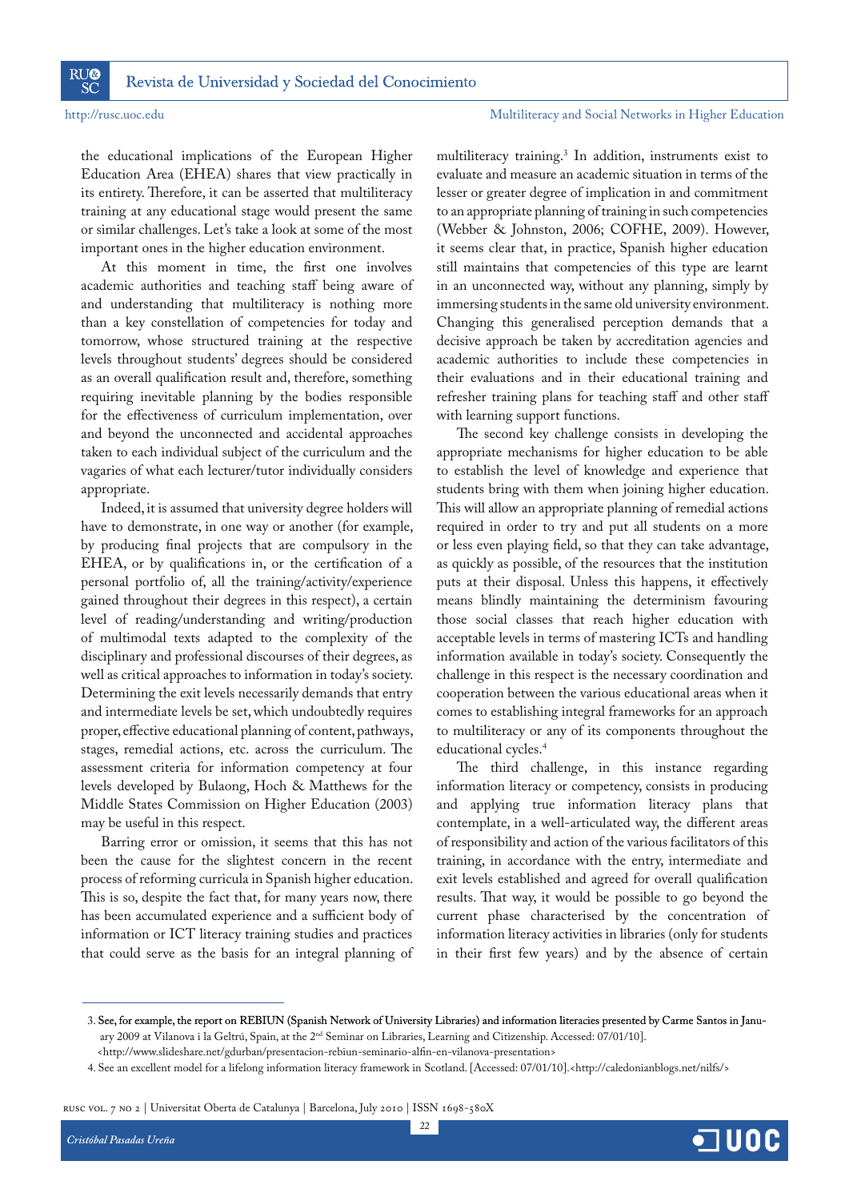the educational implications of the European Higher Education Area (EHEA) shares that view practically in its entirety. Therefore, it can be asserted that multiliteracy training at any educational stage would present the same or similar challenges. Let's take a look at some of the most important ones in the higher education environment.

At this moment in time, the first one involves academic authorities and teaching staff being aware of and understanding that multiliteracy is nothing more than a key constellation of competencies for today and tomorrow, whose structured training at the respective levels throughout students' degrees should be considered as an overall qualification result and, therefore, something requiring inevitable planning by the bodies responsible for the effectiveness of curriculum implementation, over and beyond the unconnected and accidental approaches taken to each individual subject of the curriculum and the vagaries of what each lecturer/tutor individually considers appropriate.

Indeed, it is assumed that university degree holders will have to demonstrate, in one way or another (for example, by producing final projects that are compulsory in the EHEA, or by qualifications in, or the certification of a personal portfolio of, all the training/activity/experience gained throughout their degrees in this respect), a certain level of reading/understanding and writing/production of multimodal texts adapted to the complexity of the disciplinary and professional discourses of their degrees, as well as critical approaches to information in today's society. Determining the exit levels necessarily demands that entry and intermediate levels be set, which undoubtedly requires proper, effective educational planning of content, pathways, stages, remedial actions, etc. across the curriculum. The assessment criteria for information competency at four levels developed by Bulaong, Hoch & Matthews for the Middle States Commission on Higher Education (2003) may be useful in this respect.

Barring error or omission, it seems that this has not been the cause for the slightest concern in the recent process of reforming curricula in Spanish higher education. This is so, despite the fact that, for many years now, there has been accumulated experience and a sufficient body of information or ICT literacy training studies and practices that could serve as the basis for an integral planning of multiliteracy training.[3] In addition, instruments exist to evaluate and measure an academic situation in terms of the lesser or greater degree of implication in and commitment to an appropriate planning of training in such competencies (Webber & Johnston, 2006; COFHE, 2009). However, it seems clear that, in practice, Spanish higher education still maintains that competencies of this type are learnt in an unconnected way, without any planning, simply by immersing students in the same old university environment. Changing this generalised perception demands that a decisive approach be taken by accreditation agencies and academic authorities to include these competencies in their evaluations and in their educational training and refresher training plans for teaching staff and other staff with learning support functions.

The second key challenge consists in developing the appropriate mechanisms for higher education to be able to establish the level of knowledge and experience that students bring with them when joining higher education. This will allow an appropriate planning of remedial actions required in order to try and put all students on a more or less even playing field, so that they can take advantage, as quickly as possible, of the resources that the institution puts at their disposal. Unless this happens, it effectively means blindly maintaining the determinism favouring those social classes that reach higher education with acceptable levels in terms of mastering ICTs and handling information available in today's society. Consequently the challenge in this respect is the necessary coordination and cooperation between the various educational areas when it comes to establishing integral frameworks for an approach to multiliteracy or any of its components throughout the educational cycles.[4]

The third challenge, in this instance regarding information literacy or competency, consists in producing and applying true information literacy plans that contemplate, in a well-articulated way, the different areas of responsibility and action of the various facilitators of this training, in accordance with the entry, intermediate and exit levels established and agreed for overall qualification results. That way, it would be possible to go beyond the current phase characterised by the concentration of information literacy activities in libraries (only for students in their first few years) and by the absence of certain

---

3. See, for example, the report on REBIUN (Spanish Network of University Libraries) and information literacies presented by Carme Santos in January 2009 at Vilanova i la Geltrú, Spain, at the 2nd Seminar on Libraries, Learning and Citizenship. Accessed: 07/01/10]. <http://www.slideshare.net/gdurban/presentacion-rebiun-seminario-alfin-en-vilanova-presentation>

4. See an excellent model for a lifelong information literacy framework in Scotland. [Accessed: 07/01/10].<http://caledonianblogs.net/nilfs/>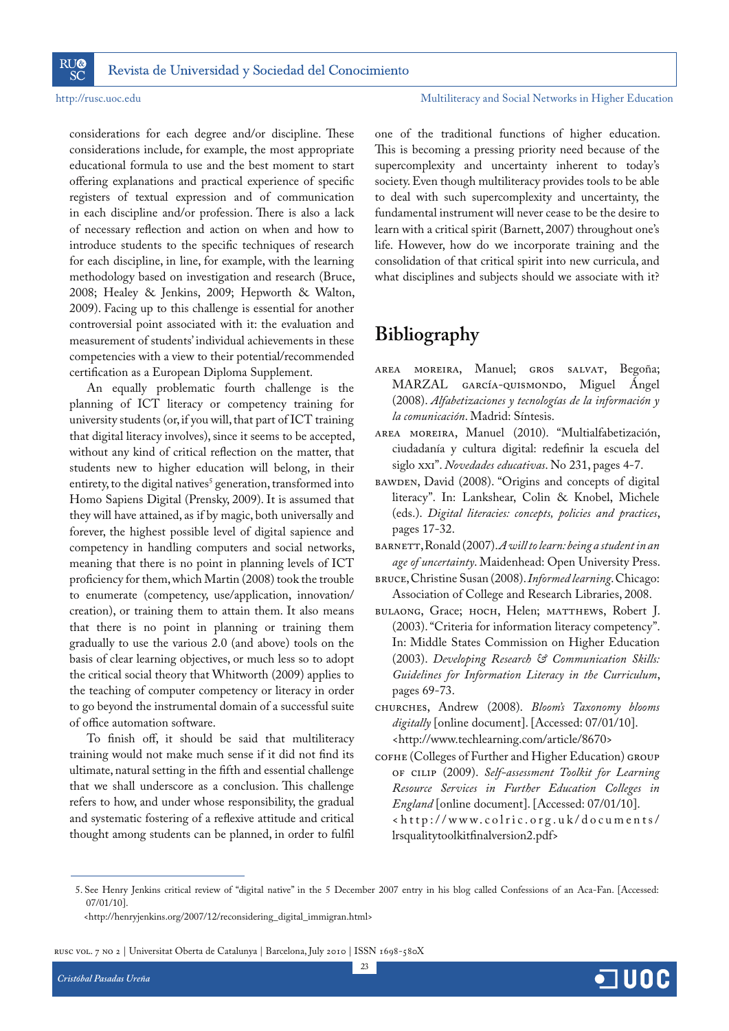considerations for each degree and/or discipline. These considerations include, for example, the most appropriate educational formula to use and the best moment to start offering explanations and practical experience of specific registers of textual expression and of communication in each discipline and/or profession. There is also a lack of necessary reflection and action on when and how to introduce students to the specific techniques of research for each discipline, in line, for example, with the learning methodology based on investigation and research (Bruce, 2008; Healey & Jenkins, 2009; Hepworth & Walton, 2009). Facing up to this challenge is essential for another controversial point associated with it: the evaluation and measurement of students' individual achievements in these competencies with a view to their potential/recommended certification as a European Diploma Supplement.

An equally problematic fourth challenge is the planning of ICT literacy or competency training for university students (or, if you will, that part of ICT training that digital literacy involves), since it seems to be accepted, without any kind of critical reflection on the matter, that students new to higher education will belong, in their entirety, to the digital natives[5] generation, transformed into Homo Sapiens Digital (Prensky, 2009). It is assumed that they will have attained, as if by magic, both universally and forever, the highest possible level of digital sapience and competency in handling computers and social networks, meaning that there is no point in planning levels of ICT proficiency for them, which Martin (2008) took the trouble to enumerate (competency, use/application, innovation/creation), or training them to attain them. It also means that there is no point in planning or training them gradually to use the various 2.0 (and above) tools on the basis of clear learning objectives, or much less so to adopt the critical social theory that Whitworth (2009) applies to the teaching of computer competency or literacy in order to go beyond the instrumental domain of a successful suite of office automation software.

To finish off, it should be said that multiliteracy training would not make much sense if it did not find its ultimate, natural setting in the fifth and essential challenge that we shall underscore as a conclusion. This challenge refers to how, and under whose responsibility, the gradual and systematic fostering of a reflexive attitude and critical thought among students can be planned, in order to fulfil one of the traditional functions of higher education. This is becoming a pressing priority need because of the supercomplexity and uncertainty inherent to today's society. Even though multiliteracy provides tools to be able to deal with such supercomplexity and uncertainty, the fundamental instrument will never cease to be the desire to learn with a critical spirit (Barnett, 2007) throughout one's life. However, how do we incorporate training and the consolidation of that critical spirit into new curricula, and what disciplines and subjects should we associate with it?

## Bibliography

AREA MOREIRA, Manuel; GROS SALVAT, Begoña; MARZAL GARCÍA-QUISMONDO, Miguel Ángel (2008). *Alfabetizaciones y tecnologías de la información y la comunicación*. Madrid: Síntesis.

AREA MOREIRA, Manuel (2010). "Multialfabetización, ciudadanía y cultura digital: redefinir la escuela del siglo XXI". *Novedades educativas*. No 231, pages 4-7.

BAWDEN, David (2008). "Origins and concepts of digital literacy". In: Lankshear, Colin & Knobel, Michele (eds.). *Digital literacies: concepts, policies and practices*, pages 17-32.

BARNETT, Ronald (2007). *A will to learn: being a student in an age of uncertainty*. Maidenhead: Open University Press.

BRUCE, Christine Susan (2008). *Informed learning*. Chicago: Association of College and Research Libraries, 2008.

BULAONG, Grace; HOCH, Helen; MATTHEWS, Robert J. (2003). "Criteria for information literacy competency". In: Middle States Commission on Higher Education (2003). *Developing Research & Communication Skills: Guidelines for Information Literacy in the Curriculum*, pages 69-73.

CHURCHES, Andrew (2008). *Bloom's Taxonomy blooms digitally* [online document]. [Accessed: 07/01/10]. <http://www.techlearning.com/article/8670>

COFHE (Colleges of Further and Higher Education) GROUP OF CILIP (2009). *Self-assessment Toolkit for Learning Resource Services in Further Education Colleges in England* [online document]. [Accessed: 07/01/10]. <http://www.colric.org.uk/documents/lrsqualitytoolkitfinalversion2.pdf>

---

5. See Henry Jenkins critical review of "digital native" in the 5 December 2007 entry in his blog called Confessions of an Aca-Fan. [Accessed: 07/01/10].
<http://henryjenkins.org/2007/12/reconsidering_digital_immigran.html>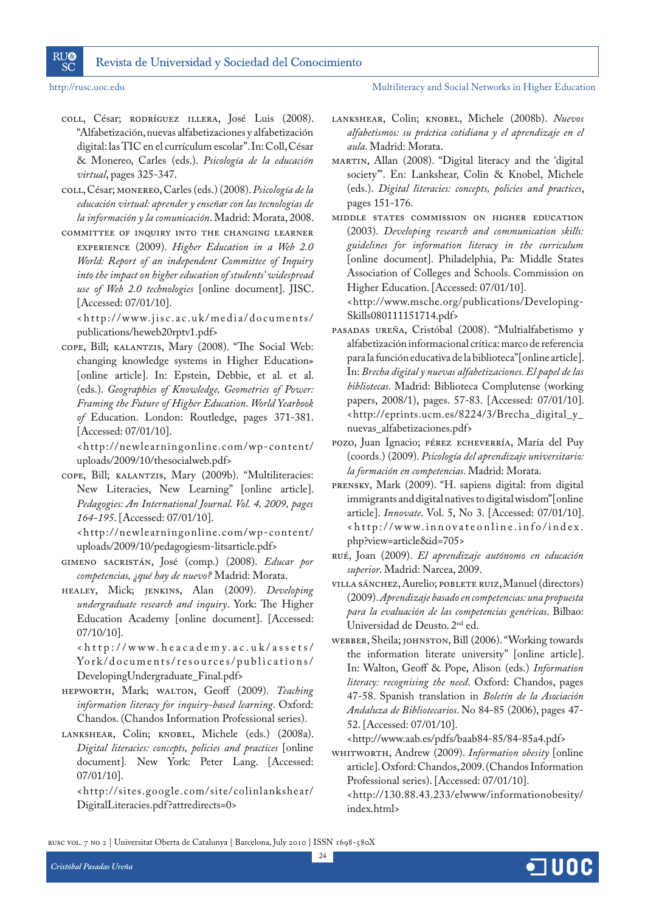COLL, César; RODRÍGUEZ ILLERA, José Luis (2008). "Alfabetización, nuevas alfabetizaciones y alfabetización digital: las TIC en el currículum escolar". In: Coll, César & Monereo, Carles (eds.). *Psicología de la educación virtual*, pages 325-347.

COLL, César; MONEREO, Carles (eds.) (2008). *Psicología de la educación virtual: aprender y enseñar con las tecnologías de la información y la comunicación*. Madrid: Morata, 2008.

COMMITTEE OF INQUIRY INTO THE CHANGING LEARNER EXPERIENCE (2009). *Higher Education in a Web 2.0 World: Report of an independent Committee of Inquiry into the impact on higher education of students' widespread use of Web 2.0 technologies* [online document]. JISC. [Accessed: 07/01/10].
<http://www.jisc.ac.uk/media/documents/publications/heweb20rptv1.pdf>

COPE, Bill; KALANTZIS, Mary (2008). "The Social Web: changing knowledge systems in Higher Education» [online article]. In: Epstein, Debbie, et al. et al. (eds.). *Geographies of Knowledge, Geometries of Power: Framing the Future of Higher Education. World Yearbook of* Education. London: Routledge, pages 371-381. [Accessed: 07/01/10].
<http://newlearningonline.com/wp-content/uploads/2009/10/thesocialweb.pdf>

COPE, Bill; KALANTZIS, Mary (2009b). "Multiliteracies: New Literacies, New Learning" [online article]. *Pedagogies: An International Journal. Vol. 4, 2009, pages 164-195*. [Accessed: 07/01/10].
<http://newlearningonline.com/wp-content/uploads/2009/10/pedagogiesm-litsarticle.pdf>

GIMENO SACRISTÁN, José (comp.) (2008). *Educar por competencias, ¿qué hay de nuevo?* Madrid: Morata.

HEALEY, Mick; JENKINS, Alan (2009). *Developing undergraduate research and inquiry*. York: The Higher Education Academy [online document]. [Accessed: 07/10/10].
<http://www.heacademy.ac.uk/assets/York/documents/resources/publications/DevelopingUndergraduate_Final.pdf>

HEPWORTH, Mark; WALTON, Geoff (2009). *Teaching information literacy for inquiry-based learning*. Oxford: Chandos. (Chandos Information Professional series).

LANKSHEAR, Colin; KNOBEL, Michele (eds.) (2008a). *Digital literacies: concepts, policies and practices* [online document]. New York: Peter Lang. [Accessed: 07/01/10].
<http://sites.google.com/site/colinlankshear/DigitalLiteracies.pdf?attredirects=0>

LANKSHEAR, Colin; KNOBEL, Michele (2008b). *Nuevos alfabetismos: su práctica cotidiana y el aprendizaje en el aula*. Madrid: Morata.

MARTIN, Allan (2008). "Digital literacy and the 'digital society'". En: Lankshear, Colin & Knobel, Michele (eds.). *Digital literacies: concepts, policies and practices*, pages 151-176.

MIDDLE STATES COMMISSION ON HIGHER EDUCATION (2003). *Developing research and communication skills: guidelines for information literacy in the curriculum* [online document]. Philadelphia, Pa: Middle States Association of Colleges and Schools. Commission on Higher Education. [Accessed: 07/01/10].
<http://www.msche.org/publications/Developing-Skills080111151714.pdf>

PASADAS UREÑA, Cristóbal (2008). "Multialfabetismo y alfabetización informacional crítica: marco de referencia para la función educativa de la biblioteca"[online article]. In: *Brecha digital y nuevas alfabetizaciones. El papel de las bibliotecas*. Madrid: Biblioteca Complutense (working papers, 2008/1), pages. 57-83. [Accessed: 07/01/10].
<http://eprints.ucm.es/8224/3/Brecha_digital_y_nuevas_alfabetizaciones.pdf>

POZO, Juan Ignacio; PÉREZ ECHEVERRÍA, María del Puy (coords.) (2009). *Psicología del aprendizaje universitario: la formación en competencias*. Madrid: Morata.

PRENSKY, Mark (2009). "H. sapiens digital: from digital immigrants and digital natives to digital wisdom"[online article]. *Innovate*. Vol. 5, No 3. [Accessed: 07/01/10].
<http://www.innovateonline.info/index.php?view=article&id=705>

RUÉ, Joan (2009). *El aprendizaje autónomo en educación superior*. Madrid: Narcea, 2009.

VILLA SÁNCHEZ, Aurelio; POBLETE RUIZ, Manuel (directors) (2009). *Aprendizaje basado en competencias: una propuesta para la evaluación de las competencias genéricas*. Bilbao: Universidad de Deusto. 2nd ed.

WEBBER, Sheila; JOHNSTON, Bill (2006). "Working towards the information literate university" [online article]. In: Walton, Geoff & Pope, Alison (eds.) *Information literacy: recognising the need*. Oxford: Chandos, pages 47-58. Spanish translation in *Boletín de la Asociación Andaluza de Bibliotecarios*. No 84-85 (2006), pages 47-52. [Accessed: 07/01/10].
<http://www.aab.es/pdfs/baab84-85/84-85a4.pdf>

WHITWORTH, Andrew (2009). *Information obesity* [online article]. Oxford: Chandos, 2009. (Chandos Information Professional series). [Accessed: 07/01/10].
<http://130.88.43.233/elwww/informationobesity/index.html>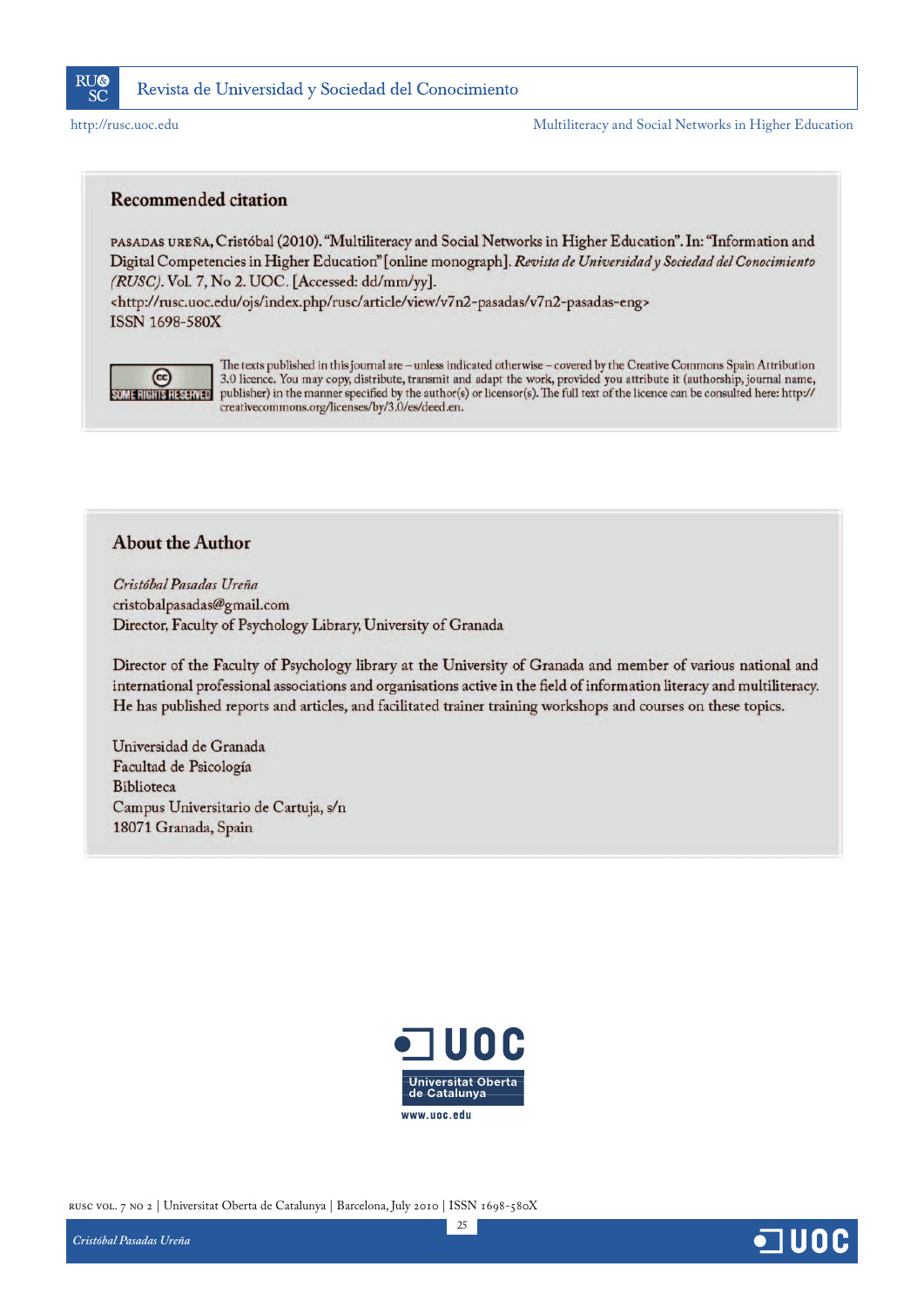## Recommended citation

PASADAS UREÑA, Cristóbal (2010). "Multiliteracy and Social Networks in Higher Education". In: "Information and Digital Competencies in Higher Education" [online monograph]. *Revista de Universidad y Sociedad del Conocimiento (RUSC)*. Vol. 7, No 2. UOC. [Accessed: dd/mm/yy].
<http://rusc.uoc.edu/ojs/index.php/rusc/article/view/v7n2-pasadas/v7n2-pasadas-eng>
ISSN 1698-580X

The texts published in this journal are – unless indicated otherwise – covered by the Creative Commons Spain Attribution 3.0 licence. You may copy, distribute, transmit and adapt the work, provided you attribute it (authorship, journal name, publisher) in the manner specified by the author(s) or licensor(s). The full text of the licence can be consulted here: http://creativecommons.org/licenses/by/3.0/es/deed.en.

## About the Author

*Cristóbal Pasadas Ureña*
cristobalpasadas@gmail.com
Director, Faculty of Psychology Library, University of Granada

Director of the Faculty of Psychology library at the University of Granada and member of various national and international professional associations and organisations active in the field of information literacy and multiliteracy. He has published reports and articles, and facilitated trainer training workshops and courses on these topics.

Universidad de Granada
Facultad de Psicología
Biblioteca
Campus Universitario de Cartuja, s/n
18071 Granada, Spain